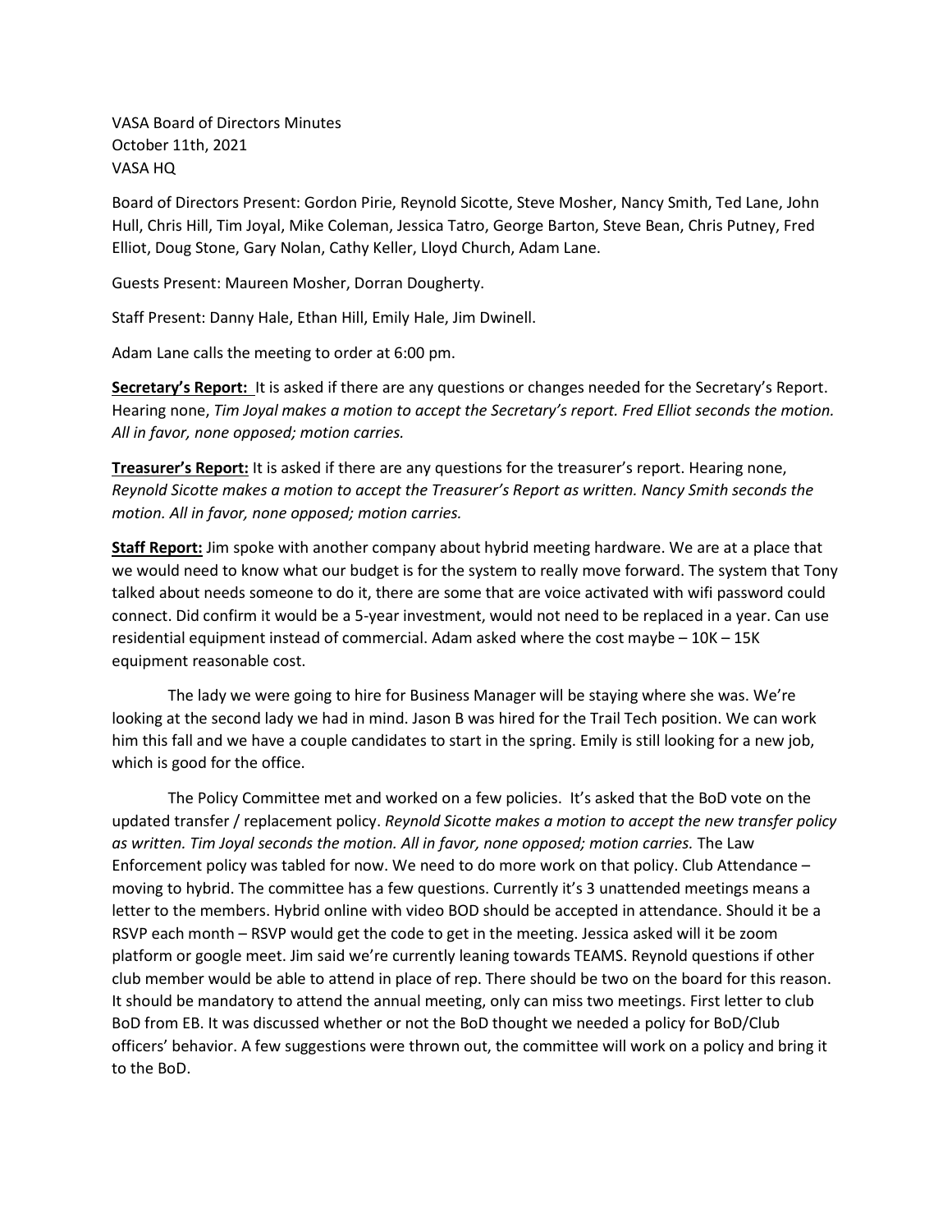VASA Board of Directors Minutes
October 11th, 2021
VASA HQ

Board of Directors Present: Gordon Pirie, Reynold Sicotte, Steve Mosher, Nancy Smith, Ted Lane, John Hull, Chris Hill, Tim Joyal, Mike Coleman, Jessica Tatro, George Barton, Steve Bean, Chris Putney, Fred Elliot, Doug Stone, Gary Nolan, Cathy Keller, Lloyd Church, Adam Lane.

Guests Present: Maureen Mosher, Dorran Dougherty.

Staff Present: Danny Hale, Ethan Hill, Emily Hale, Jim Dwinell.

Adam Lane calls the meeting to order at 6:00 pm.

**Secretary's Report:** It is asked if there are any questions or changes needed for the Secretary's Report. Hearing none, *Tim Joyal makes a motion to accept the Secretary's report. Fred Elliot seconds the motion. All in favor, none opposed; motion carries.*

**Treasurer's Report:** It is asked if there are any questions for the treasurer's report. Hearing none, *Reynold Sicotte makes a motion to accept the Treasurer's Report as written. Nancy Smith seconds the motion. All in favor, none opposed; motion carries.*

**Staff Report:** Jim spoke with another company about hybrid meeting hardware. We are at a place that we would need to know what our budget is for the system to really move forward. The system that Tony talked about needs someone to do it, there are some that are voice activated with wifi password could connect. Did confirm it would be a 5-year investment, would not need to be replaced in a year. Can use residential equipment instead of commercial. Adam asked where the cost maybe – 10K – 15K equipment reasonable cost.

The lady we were going to hire for Business Manager will be staying where she was. We're looking at the second lady we had in mind. Jason B was hired for the Trail Tech position. We can work him this fall and we have a couple candidates to start in the spring. Emily is still looking for a new job, which is good for the office.

The Policy Committee met and worked on a few policies. It's asked that the BoD vote on the updated transfer / replacement policy. *Reynold Sicotte makes a motion to accept the new transfer policy as written. Tim Joyal seconds the motion. All in favor, none opposed; motion carries.* The Law Enforcement policy was tabled for now. We need to do more work on that policy. Club Attendance – moving to hybrid. The committee has a few questions. Currently it's 3 unattended meetings means a letter to the members. Hybrid online with video BOD should be accepted in attendance. Should it be a RSVP each month – RSVP would get the code to get in the meeting. Jessica asked will it be zoom platform or google meet. Jim said we're currently leaning towards TEAMS. Reynold questions if other club member would be able to attend in place of rep. There should be two on the board for this reason. It should be mandatory to attend the annual meeting, only can miss two meetings. First letter to club BoD from EB. It was discussed whether or not the BoD thought we needed a policy for BoD/Club officers' behavior. A few suggestions were thrown out, the committee will work on a policy and bring it to the BoD.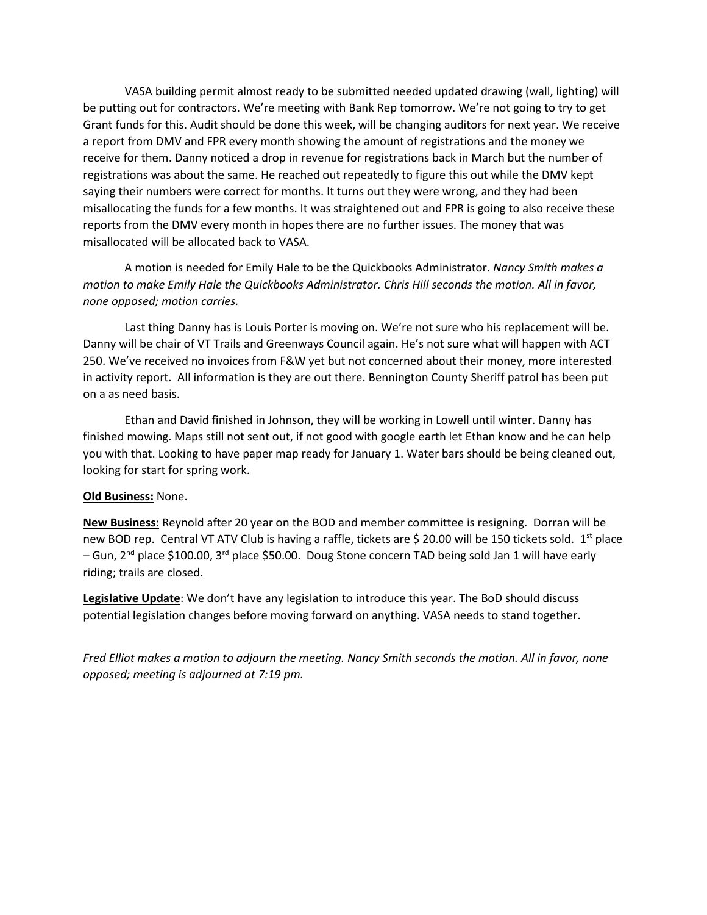VASA building permit almost ready to be submitted needed updated drawing (wall, lighting) will be putting out for contractors. We're meeting with Bank Rep tomorrow. We're not going to try to get Grant funds for this. Audit should be done this week, will be changing auditors for next year. We receive a report from DMV and FPR every month showing the amount of registrations and the money we receive for them. Danny noticed a drop in revenue for registrations back in March but the number of registrations was about the same. He reached out repeatedly to figure this out while the DMV kept saying their numbers were correct for months. It turns out they were wrong, and they had been misallocating the funds for a few months. It was straightened out and FPR is going to also receive these reports from the DMV every month in hopes there are no further issues. The money that was misallocated will be allocated back to VASA.

A motion is needed for Emily Hale to be the Quickbooks Administrator. *Nancy Smith makes a motion to make Emily Hale the Quickbooks Administrator. Chris Hill seconds the motion. All in favor, none opposed; motion carries.*

Last thing Danny has is Louis Porter is moving on. We're not sure who his replacement will be. Danny will be chair of VT Trails and Greenways Council again. He's not sure what will happen with ACT 250. We've received no invoices from F&W yet but not concerned about their money, more interested in activity report. All information is they are out there. Bennington County Sheriff patrol has been put on a as need basis.

Ethan and David finished in Johnson, they will be working in Lowell until winter. Danny has finished mowing. Maps still not sent out, if not good with google earth let Ethan know and he can help you with that. Looking to have paper map ready for January 1. Water bars should be being cleaned out, looking for start for spring work.

**Old Business:** None.

**New Business:** Reynold after 20 year on the BOD and member committee is resigning. Dorran will be new BOD rep. Central VT ATV Club is having a raffle, tickets are $ 20.00 will be 150 tickets sold. 1st place – Gun, 2nd place $100.00, 3rd place $50.00. Doug Stone concern TAD being sold Jan 1 will have early riding; trails are closed.

**Legislative Update**: We don't have any legislation to introduce this year. The BoD should discuss potential legislation changes before moving forward on anything. VASA needs to stand together.

*Fred Elliot makes a motion to adjourn the meeting. Nancy Smith seconds the motion. All in favor, none opposed; meeting is adjourned at 7:19 pm.*